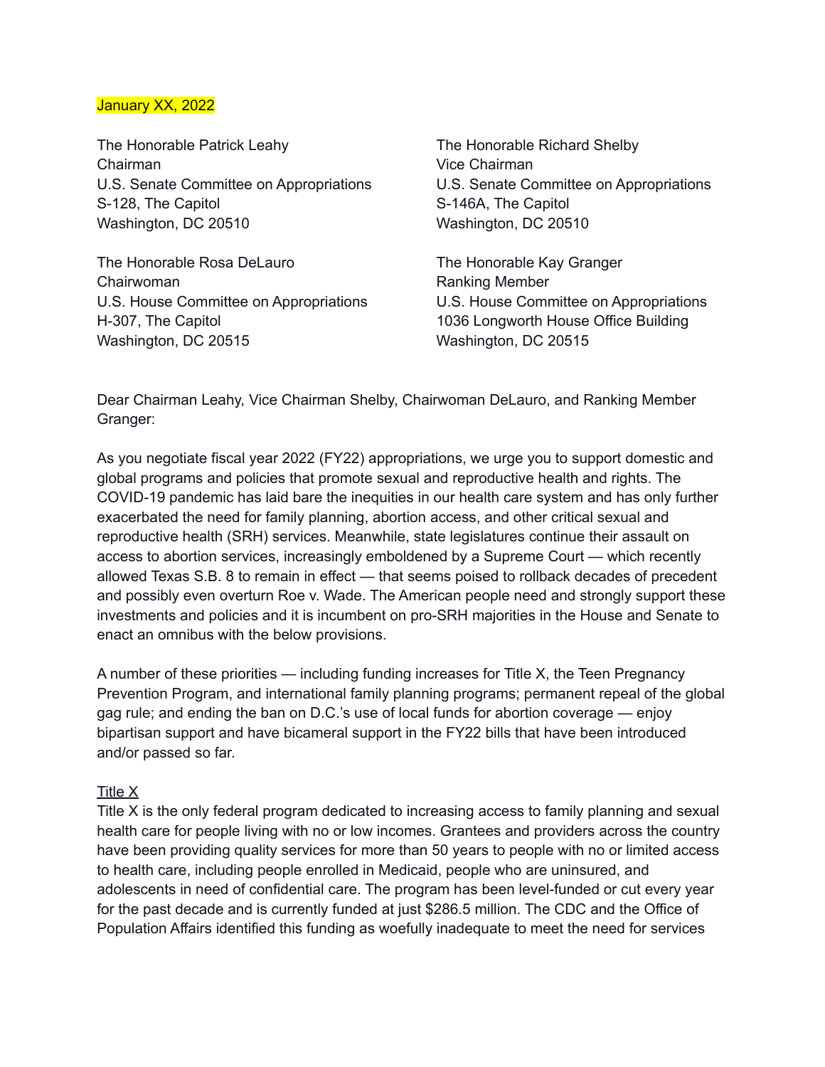January XX, 2022

The Honorable Patrick Leahy
Chairman
U.S. Senate Committee on Appropriations
S-128, The Capitol
Washington, DC 20510

The Honorable Richard Shelby
Vice Chairman
U.S. Senate Committee on Appropriations
S-146A, The Capitol
Washington, DC 20510

The Honorable Rosa DeLauro
Chairwoman
U.S. House Committee on Appropriations
H-307, The Capitol
Washington, DC 20515

The Honorable Kay Granger
Ranking Member
U.S. House Committee on Appropriations
1036 Longworth House Office Building
Washington, DC 20515

Dear Chairman Leahy, Vice Chairman Shelby, Chairwoman DeLauro, and Ranking Member Granger:

As you negotiate fiscal year 2022 (FY22) appropriations, we urge you to support domestic and global programs and policies that promote sexual and reproductive health and rights. The COVID-19 pandemic has laid bare the inequities in our health care system and has only further exacerbated the need for family planning, abortion access, and other critical sexual and reproductive health (SRH) services. Meanwhile, state legislatures continue their assault on access to abortion services, increasingly emboldened by a Supreme Court — which recently allowed Texas S.B. 8 to remain in effect — that seems poised to rollback decades of precedent and possibly even overturn Roe v. Wade. The American people need and strongly support these investments and policies and it is incumbent on pro-SRH majorities in the House and Senate to enact an omnibus with the below provisions.

A number of these priorities — including funding increases for Title X, the Teen Pregnancy Prevention Program, and international family planning programs; permanent repeal of the global gag rule; and ending the ban on D.C.'s use of local funds for abortion coverage — enjoy bipartisan support and have bicameral support in the FY22 bills that have been introduced and/or passed so far.

<u>Title X</u>

Title X is the only federal program dedicated to increasing access to family planning and sexual health care for people living with no or low incomes. Grantees and providers across the country have been providing quality services for more than 50 years to people with no or limited access to health care, including people enrolled in Medicaid, people who are uninsured, and adolescents in need of confidential care. The program has been level-funded or cut every year for the past decade and is currently funded at just $286.5 million. The CDC and the Office of Population Affairs identified this funding as woefully inadequate to meet the need for services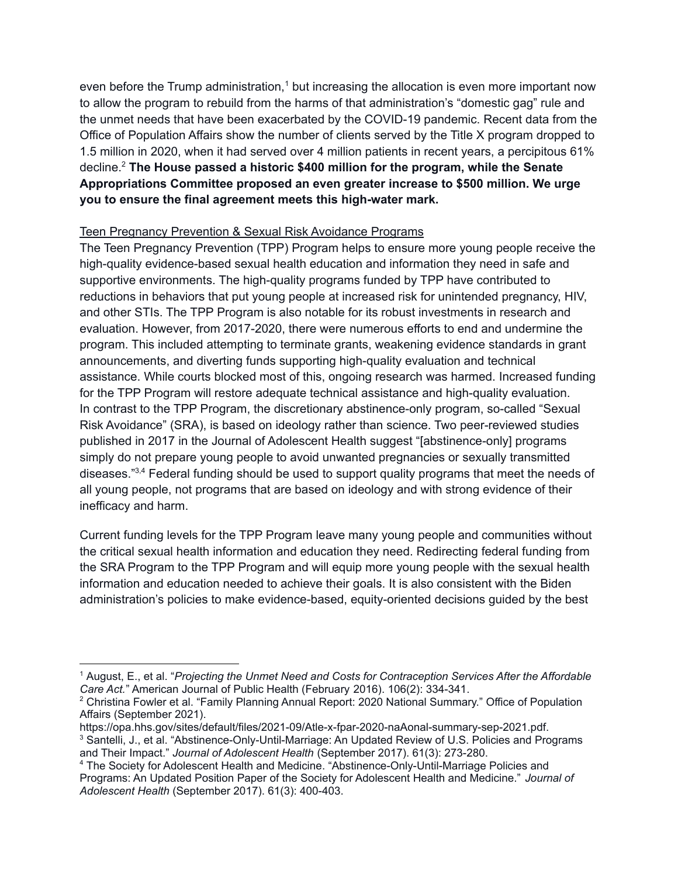even before the Trump administration,[1] but increasing the allocation is even more important now to allow the program to rebuild from the harms of that administration's "domestic gag" rule and the unmet needs that have been exacerbated by the COVID-19 pandemic. Recent data from the Office of Population Affairs show the number of clients served by the Title X program dropped to 1.5 million in 2020, when it had served over 4 million patients in recent years, a percipitous 61% decline.[2] **The House passed a historic $400 million for the program, while the Senate Appropriations Committee proposed an even greater increase to $500 million. We urge you to ensure the final agreement meets this high-water mark.**

<u>Teen Pregnancy Prevention & Sexual Risk Avoidance Programs</u>

The Teen Pregnancy Prevention (TPP) Program helps to ensure more young people receive the high-quality evidence-based sexual health education and information they need in safe and supportive environments. The high-quality programs funded by TPP have contributed to reductions in behaviors that put young people at increased risk for unintended pregnancy, HIV, and other STIs. The TPP Program is also notable for its robust investments in research and evaluation. However, from 2017-2020, there were numerous efforts to end and undermine the program. This included attempting to terminate grants, weakening evidence standards in grant announcements, and diverting funds supporting high-quality evaluation and technical assistance. While courts blocked most of this, ongoing research was harmed. Increased funding for the TPP Program will restore adequate technical assistance and high-quality evaluation.
In contrast to the TPP Program, the discretionary abstinence-only program, so-called "Sexual Risk Avoidance" (SRA), is based on ideology rather than science. Two peer-reviewed studies published in 2017 in the Journal of Adolescent Health suggest "[abstinence-only] programs simply do not prepare young people to avoid unwanted pregnancies or sexually transmitted diseases."[3,4] Federal funding should be used to support quality programs that meet the needs of all young people, not programs that are based on ideology and with strong evidence of their inefficacy and harm.

Current funding levels for the TPP Program leave many young people and communities without the critical sexual health information and education they need. Redirecting federal funding from the SRA Program to the TPP Program and will equip more young people with the sexual health information and education needed to achieve their goals. It is also consistent with the Biden administration's policies to make evidence-based, equity-oriented decisions guided by the best

---

[1] August, E., et al. "*Projecting the Unmet Need and Costs for Contraception Services After the Affordable Care Act.*" American Journal of Public Health (February 2016). 106(2): 334-341.

[2] Christina Fowler et al. "Family Planning Annual Report: 2020 National Summary." Office of Population Affairs (September 2021). https://opa.hhs.gov/sites/default/files/2021-09/Atle-x-fpar-2020-naAonal-summary-sep-2021.pdf.

[3] Santelli, J., et al. "Abstinence-Only-Until-Marriage: An Updated Review of U.S. Policies and Programs and Their Impact." *Journal of Adolescent Health* (September 2017). 61(3): 273-280.

[4] The Society for Adolescent Health and Medicine. "Abstinence-Only-Until-Marriage Policies and Programs: An Updated Position Paper of the Society for Adolescent Health and Medicine." *Journal of Adolescent Health* (September 2017). 61(3): 400-403.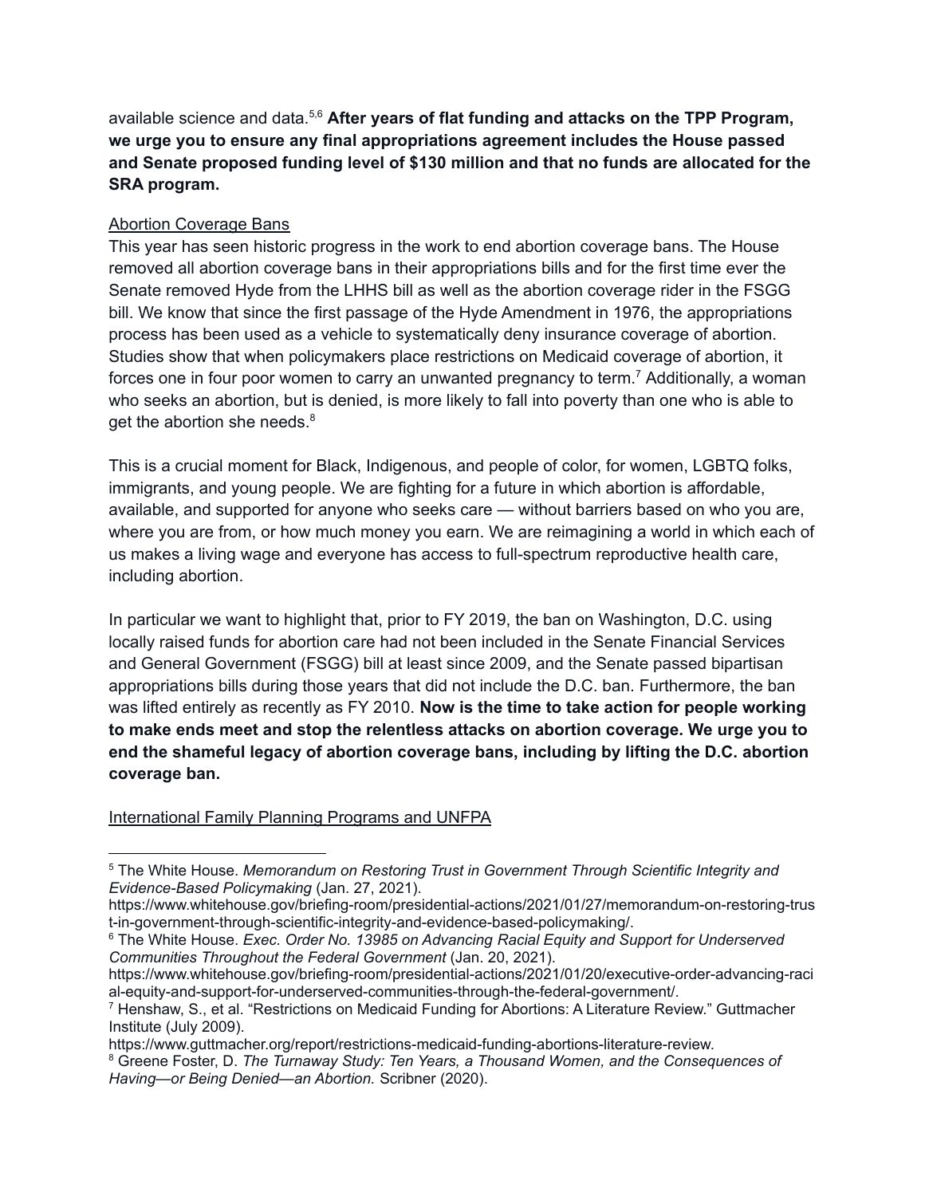available science and data.[5,6] **After years of flat funding and attacks on the TPP Program, we urge you to ensure any final appropriations agreement includes the House passed and Senate proposed funding level of $130 million and that no funds are allocated for the SRA program.**

<u>Abortion Coverage Bans</u>

This year has seen historic progress in the work to end abortion coverage bans. The House removed all abortion coverage bans in their appropriations bills and for the first time ever the Senate removed Hyde from the LHHS bill as well as the abortion coverage rider in the FSGG bill. We know that since the first passage of the Hyde Amendment in 1976, the appropriations process has been used as a vehicle to systematically deny insurance coverage of abortion. Studies show that when policymakers place restrictions on Medicaid coverage of abortion, it forces one in four poor women to carry an unwanted pregnancy to term.[7] Additionally, a woman who seeks an abortion, but is denied, is more likely to fall into poverty than one who is able to get the abortion she needs.[8]

This is a crucial moment for Black, Indigenous, and people of color, for women, LGBTQ folks, immigrants, and young people. We are fighting for a future in which abortion is affordable, available, and supported for anyone who seeks care — without barriers based on who you are, where you are from, or how much money you earn. We are reimagining a world in which each of us makes a living wage and everyone has access to full-spectrum reproductive health care, including abortion.

In particular we want to highlight that, prior to FY 2019, the ban on Washington, D.C. using locally raised funds for abortion care had not been included in the Senate Financial Services and General Government (FSGG) bill at least since 2009, and the Senate passed bipartisan appropriations bills during those years that did not include the D.C. ban. Furthermore, the ban was lifted entirely as recently as FY 2010. **Now is the time to take action for people working to make ends meet and stop the relentless attacks on abortion coverage. We urge you to end the shameful legacy of abortion coverage bans, including by lifting the D.C. abortion coverage ban.**

<u>International Family Planning Programs and UNFPA</u>

---

[5] The White House. *Memorandum on Restoring Trust in Government Through Scientific Integrity and Evidence-Based Policymaking* (Jan. 27, 2021). https://www.whitehouse.gov/briefing-room/presidential-actions/2021/01/27/memorandum-on-restoring-trust-in-government-through-scientific-integrity-and-evidence-based-policymaking/.

[6] The White House. *Exec. Order No. 13985 on Advancing Racial Equity and Support for Underserved Communities Throughout the Federal Government* (Jan. 20, 2021). https://www.whitehouse.gov/briefing-room/presidential-actions/2021/01/20/executive-order-advancing-racial-equity-and-support-for-underserved-communities-through-the-federal-government/.

[7] Henshaw, S., et al. "Restrictions on Medicaid Funding for Abortions: A Literature Review." Guttmacher Institute (July 2009). https://www.guttmacher.org/report/restrictions-medicaid-funding-abortions-literature-review.

[8] Greene Foster, D. *The Turnaway Study: Ten Years, a Thousand Women, and the Consequences of Having—or Being Denied—an Abortion.* Scribner (2020).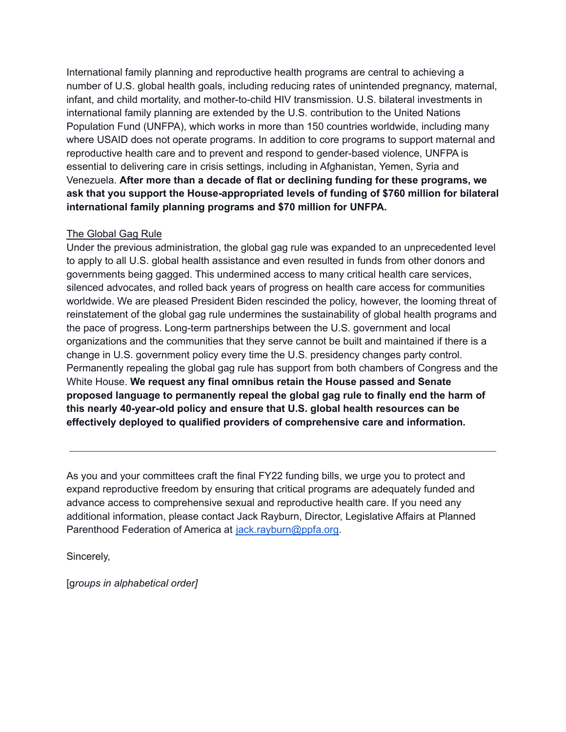International family planning and reproductive health programs are central to achieving a number of U.S. global health goals, including reducing rates of unintended pregnancy, maternal, infant, and child mortality, and mother-to-child HIV transmission. U.S. bilateral investments in international family planning are extended by the U.S. contribution to the United Nations Population Fund (UNFPA), which works in more than 150 countries worldwide, including many where USAID does not operate programs. In addition to core programs to support maternal and reproductive health care and to prevent and respond to gender-based violence, UNFPA is essential to delivering care in crisis settings, including in Afghanistan, Yemen, Syria and Venezuela. **After more than a decade of flat or declining funding for these programs, we ask that you support the House-appropriated levels of funding of $760 million for bilateral international family planning programs and $70 million for UNFPA.**

<u>The Global Gag Rule</u>

Under the previous administration, the global gag rule was expanded to an unprecedented level to apply to all U.S. global health assistance and even resulted in funds from other donors and governments being gagged. This undermined access to many critical health care services, silenced advocates, and rolled back years of progress on health care access for communities worldwide. We are pleased President Biden rescinded the policy, however, the looming threat of reinstatement of the global gag rule undermines the sustainability of global health programs and the pace of progress. Long-term partnerships between the U.S. government and local organizations and the communities that they serve cannot be built and maintained if there is a change in U.S. government policy every time the U.S. presidency changes party control. Permanently repealing the global gag rule has support from both chambers of Congress and the White House. **We request any final omnibus retain the House passed and Senate proposed language to permanently repeal the global gag rule to finally end the harm of this nearly 40-year-old policy and ensure that U.S. global health resources can be effectively deployed to qualified providers of comprehensive care and information.**

---

As you and your committees craft the final FY22 funding bills, we urge you to protect and expand reproductive freedom by ensuring that critical programs are adequately funded and advance access to comprehensive sexual and reproductive health care. If you need any additional information, please contact Jack Rayburn, Director, Legislative Affairs at Planned Parenthood Federation of America at jack.rayburn@ppfa.org.

Sincerely,

[g*roups in alphabetical order]*